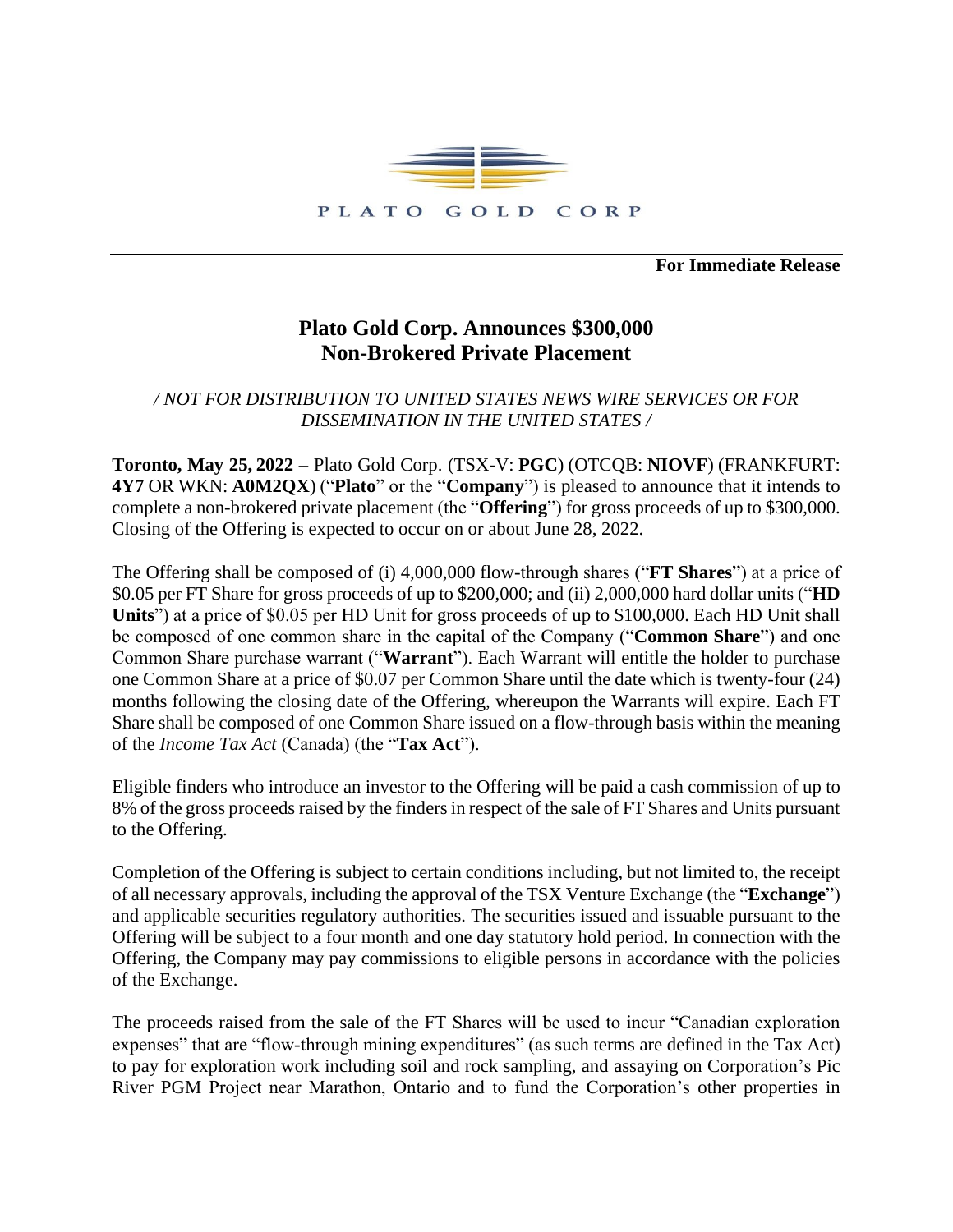PLATO GOLD CORP

**For Immediate Release**

# Plato Gold Corp. Announces $300,000 Non-Brokered Private Placement

*/ NOT FOR DISTRIBUTION TO UNITED STATES NEWS WIRE SERVICES OR FOR DISSEMINATION IN THE UNITED STATES /*

**Toronto, May 25, 2022** – Plato Gold Corp. (TSX-V: **PGC**) (OTCQB: **NIOVF**) (FRANKFURT: **4Y7** OR WKN: **A0M2QX**) ("**Plato**" or the "**Company**") is pleased to announce that it intends to complete a non-brokered private placement (the "**Offering**") for gross proceeds of up to $300,000. Closing of the Offering is expected to occur on or about June 28, 2022.

The Offering shall be composed of (i) 4,000,000 flow-through shares ("**FT Shares**") at a price of $0.05 per FT Share for gross proceeds of up to $200,000; and (ii) 2,000,000 hard dollar units ("**HD Units**") at a price of $0.05 per HD Unit for gross proceeds of up to $100,000. Each HD Unit shall be composed of one common share in the capital of the Company ("**Common Share**") and one Common Share purchase warrant ("**Warrant**"). Each Warrant will entitle the holder to purchase one Common Share at a price of $0.07 per Common Share until the date which is twenty-four (24) months following the closing date of the Offering, whereupon the Warrants will expire. Each FT Share shall be composed of one Common Share issued on a flow-through basis within the meaning of the *Income Tax Act* (Canada) (the "**Tax Act**").

Eligible finders who introduce an investor to the Offering will be paid a cash commission of up to 8% of the gross proceeds raised by the finders in respect of the sale of FT Shares and Units pursuant to the Offering.

Completion of the Offering is subject to certain conditions including, but not limited to, the receipt of all necessary approvals, including the approval of the TSX Venture Exchange (the "**Exchange**") and applicable securities regulatory authorities. The securities issued and issuable pursuant to the Offering will be subject to a four month and one day statutory hold period. In connection with the Offering, the Company may pay commissions to eligible persons in accordance with the policies of the Exchange.

The proceeds raised from the sale of the FT Shares will be used to incur "Canadian exploration expenses" that are "flow-through mining expenditures" (as such terms are defined in the Tax Act) to pay for exploration work including soil and rock sampling, and assaying on Corporation's Pic River PGM Project near Marathon, Ontario and to fund the Corporation's other properties in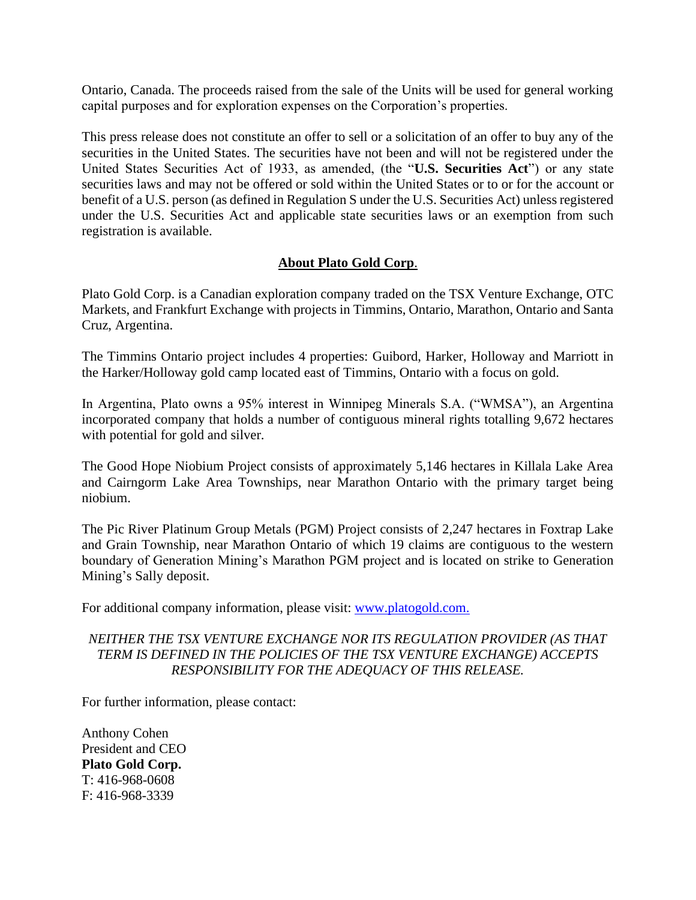Ontario, Canada. The proceeds raised from the sale of the Units will be used for general working capital purposes and for exploration expenses on the Corporation's properties.

This press release does not constitute an offer to sell or a solicitation of an offer to buy any of the securities in the United States. The securities have not been and will not be registered under the United States Securities Act of 1933, as amended, (the "**U.S. Securities Act**") or any state securities laws and may not be offered or sold within the United States or to or for the account or benefit of a U.S. person (as defined in Regulation S under the U.S. Securities Act) unless registered under the U.S. Securities Act and applicable state securities laws or an exemption from such registration is available.

## About Plato Gold Corp.

Plato Gold Corp. is a Canadian exploration company traded on the TSX Venture Exchange, OTC Markets, and Frankfurt Exchange with projects in Timmins, Ontario, Marathon, Ontario and Santa Cruz, Argentina.

The Timmins Ontario project includes 4 properties: Guibord, Harker, Holloway and Marriott in the Harker/Holloway gold camp located east of Timmins, Ontario with a focus on gold.

In Argentina, Plato owns a 95% interest in Winnipeg Minerals S.A. ("WMSA"), an Argentina incorporated company that holds a number of contiguous mineral rights totalling 9,672 hectares with potential for gold and silver.

The Good Hope Niobium Project consists of approximately 5,146 hectares in Killala Lake Area and Cairngorm Lake Area Townships, near Marathon Ontario with the primary target being niobium.

The Pic River Platinum Group Metals (PGM) Project consists of 2,247 hectares in Foxtrap Lake and Grain Township, near Marathon Ontario of which 19 claims are contiguous to the western boundary of Generation Mining's Marathon PGM project and is located on strike to Generation Mining's Sally deposit.

For additional company information, please visit: www.platogold.com.

*NEITHER THE TSX VENTURE EXCHANGE NOR ITS REGULATION PROVIDER (AS THAT TERM IS DEFINED IN THE POLICIES OF THE TSX VENTURE EXCHANGE) ACCEPTS RESPONSIBILITY FOR THE ADEQUACY OF THIS RELEASE.*

For further information, please contact:

Anthony Cohen
President and CEO
**Plato Gold Corp.**
T: 416-968-0608
F: 416-968-3339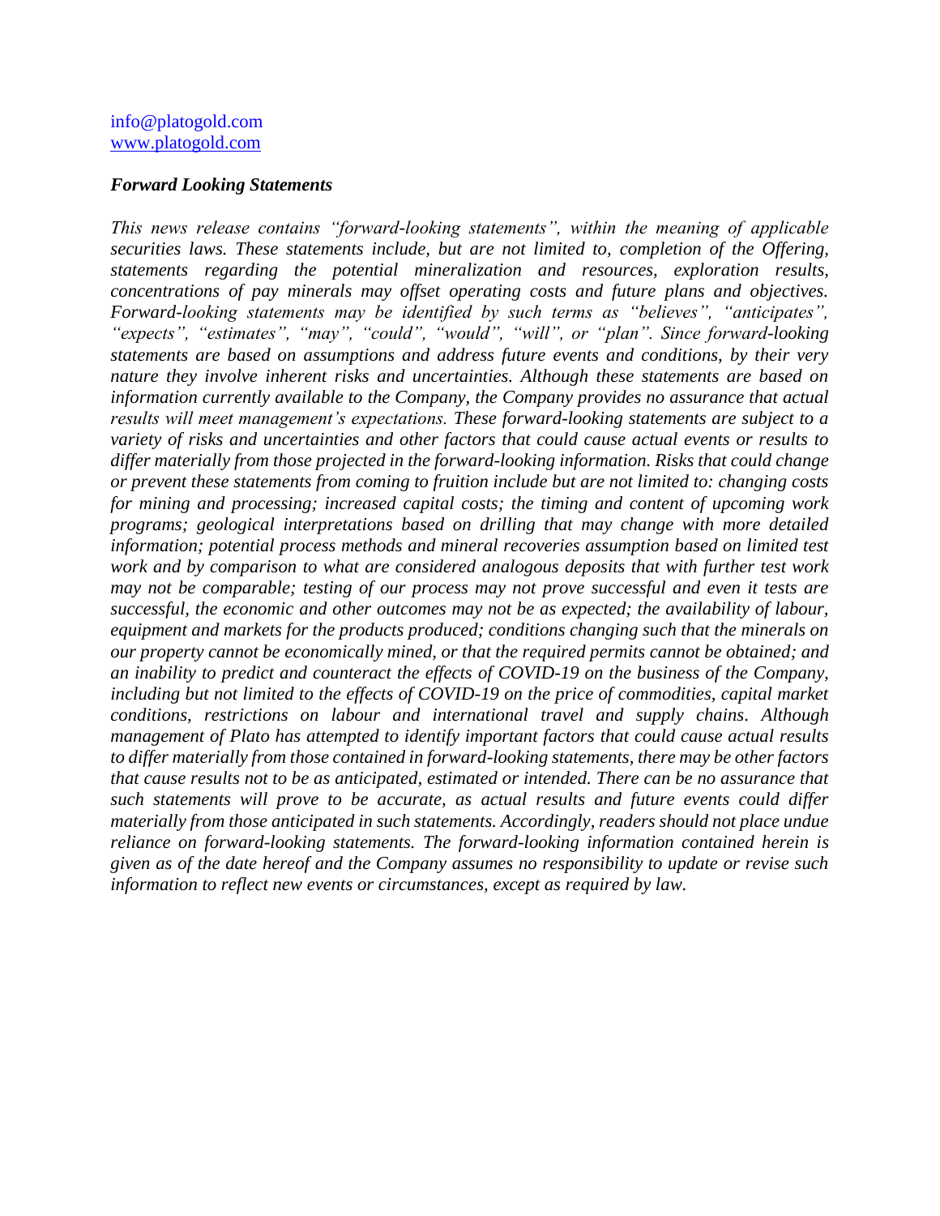info@platogold.com
www.platogold.com

***Forward Looking Statements***

*This news release contains "forward-looking statements", within the meaning of applicable securities laws. These statements include, but are not limited to, completion of the Offering, statements regarding the potential mineralization and resources, exploration results, concentrations of pay minerals may offset operating costs and future plans and objectives. Forward-looking statements may be identified by such terms as "believes", "anticipates", "expects", "estimates", "may", "could", "would", "will", or "plan". Since forward-looking statements are based on assumptions and address future events and conditions, by their very nature they involve inherent risks and uncertainties. Although these statements are based on information currently available to the Company, the Company provides no assurance that actual results will meet management's expectations. These forward-looking statements are subject to a variety of risks and uncertainties and other factors that could cause actual events or results to differ materially from those projected in the forward-looking information. Risks that could change or prevent these statements from coming to fruition include but are not limited to: changing costs for mining and processing; increased capital costs; the timing and content of upcoming work programs; geological interpretations based on drilling that may change with more detailed information; potential process methods and mineral recoveries assumption based on limited test work and by comparison to what are considered analogous deposits that with further test work may not be comparable; testing of our process may not prove successful and even it tests are successful, the economic and other outcomes may not be as expected; the availability of labour, equipment and markets for the products produced; conditions changing such that the minerals on our property cannot be economically mined, or that the required permits cannot be obtained; and an inability to predict and counteract the effects of COVID-19 on the business of the Company, including but not limited to the effects of COVID-19 on the price of commodities, capital market conditions, restrictions on labour and international travel and supply chains. Although management of Plato has attempted to identify important factors that could cause actual results to differ materially from those contained in forward-looking statements, there may be other factors that cause results not to be as anticipated, estimated or intended. There can be no assurance that such statements will prove to be accurate, as actual results and future events could differ materially from those anticipated in such statements. Accordingly, readers should not place undue reliance on forward-looking statements. The forward-looking information contained herein is given as of the date hereof and the Company assumes no responsibility to update or revise such information to reflect new events or circumstances, except as required by law.*